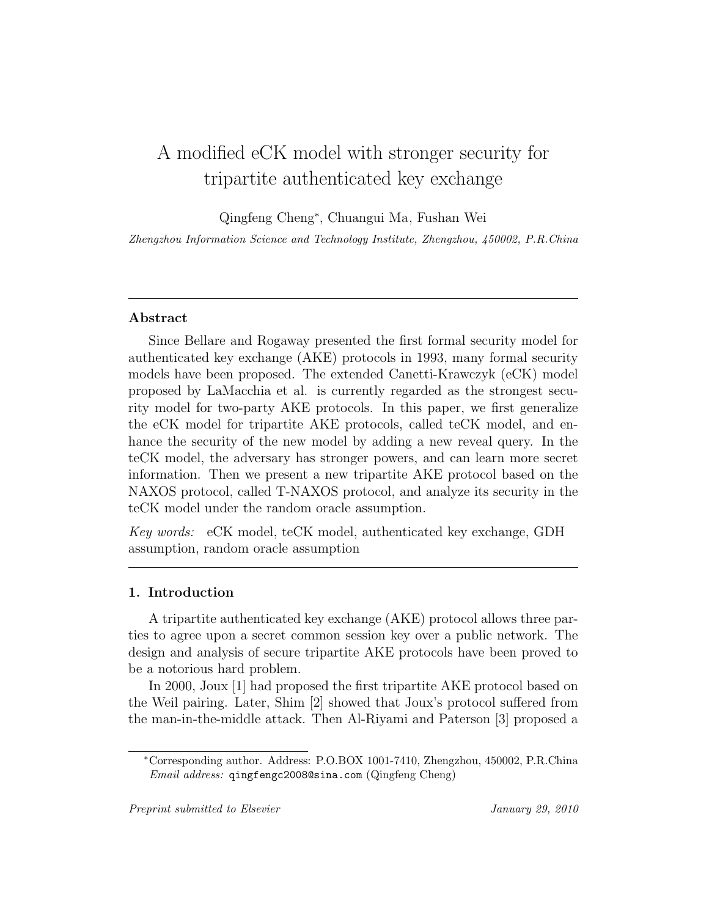# A modified eCK model with stronger security for tripartite authenticated key exchange

Qingfeng Cheng*, Chuangui Ma, Fushan Wei

*Zhengzhou Information Science and Technology Institute, Zhengzhou, 450002, P.R.China*

---

## Abstract

Since Bellare and Rogaway presented the first formal security model for authenticated key exchange (AKE) protocols in 1993, many formal security models have been proposed. The extended Canetti-Krawczyk (eCK) model proposed by LaMacchia et al. is currently regarded as the strongest security model for two-party AKE protocols. In this paper, we first generalize the eCK model for tripartite AKE protocols, called teCK model, and enhance the security of the new model by adding a new reveal query. In the teCK model, the adversary has stronger powers, and can learn more secret information. Then we present a new tripartite AKE protocol based on the NAXOS protocol, called T-NAXOS protocol, and analyze its security in the teCK model under the random oracle assumption.

*Key words:* eCK model, teCK model, authenticated key exchange, GDH assumption, random oracle assumption

---

## 1. Introduction

A tripartite authenticated key exchange (AKE) protocol allows three parties to agree upon a secret common session key over a public network. The design and analysis of secure tripartite AKE protocols have been proved to be a notorious hard problem.

In 2000, Joux [1] had proposed the first tripartite AKE protocol based on the Weil pairing. Later, Shim [2] showed that Joux's protocol suffered from the man-in-the-middle attack. Then Al-Riyami and Paterson [3] proposed a

---

*Corresponding author. Address: P.O.BOX 1001-7410, Zhengzhou, 450002, P.R.China *Email address:* qingfengc2008@sina.com (Qingfeng Cheng)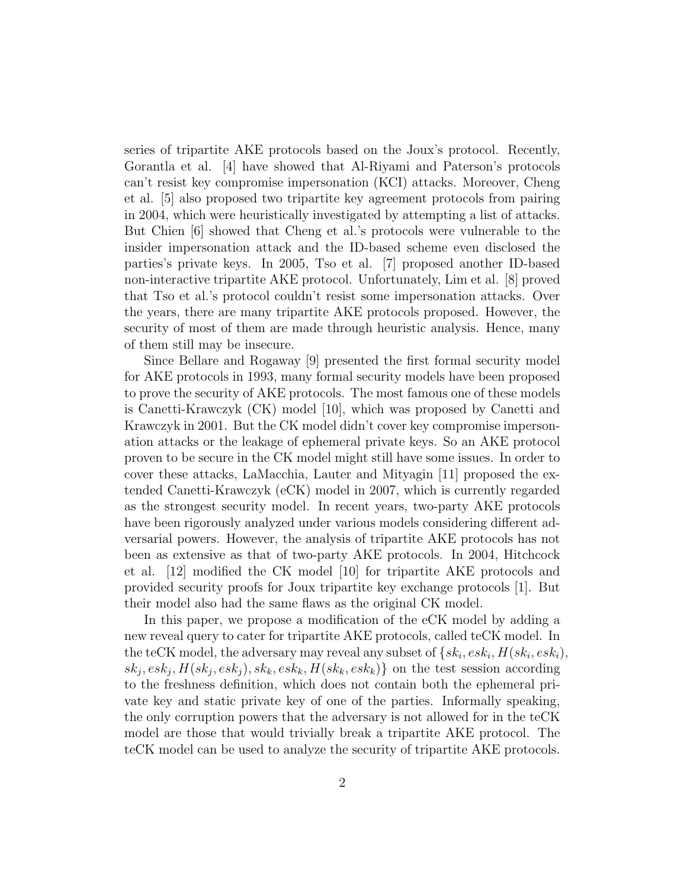series of tripartite AKE protocols based on the Joux's protocol. Recently, Gorantla et al. [4] have showed that Al-Riyami and Paterson's protocols can't resist key compromise impersonation (KCI) attacks. Moreover, Cheng et al. [5] also proposed two tripartite key agreement protocols from pairing in 2004, which were heuristically investigated by attempting a list of attacks. But Chien [6] showed that Cheng et al.'s protocols were vulnerable to the insider impersonation attack and the ID-based scheme even disclosed the parties's private keys. In 2005, Tso et al. [7] proposed another ID-based non-interactive tripartite AKE protocol. Unfortunately, Lim et al. [8] proved that Tso et al.'s protocol couldn't resist some impersonation attacks. Over the years, there are many tripartite AKE protocols proposed. However, the security of most of them are made through heuristic analysis. Hence, many of them still may be insecure.

Since Bellare and Rogaway [9] presented the first formal security model for AKE protocols in 1993, many formal security models have been proposed to prove the security of AKE protocols. The most famous one of these models is Canetti-Krawczyk (CK) model [10], which was proposed by Canetti and Krawczyk in 2001. But the CK model didn't cover key compromise impersonation attacks or the leakage of ephemeral private keys. So an AKE protocol proven to be secure in the CK model might still have some issues. In order to cover these attacks, LaMacchia, Lauter and Mityagin [11] proposed the extended Canetti-Krawczyk (eCK) model in 2007, which is currently regarded as the strongest security model. In recent years, two-party AKE protocols have been rigorously analyzed under various models considering different adversarial powers. However, the analysis of tripartite AKE protocols has not been as extensive as that of two-party AKE protocols. In 2004, Hitchcock et al. [12] modified the CK model [10] for tripartite AKE protocols and provided security proofs for Joux tripartite key exchange protocols [1]. But their model also had the same flaws as the original CK model.

In this paper, we propose a modification of the eCK model by adding a new reveal query to cater for tripartite AKE protocols, called teCK model. In the teCK model, the adversary may reveal any subset of $\{sk_i, esk_i, H(sk_i, esk_i), sk_j, esk_j, H(sk_j, esk_j), sk_k, esk_k, H(sk_k, esk_k)\}$ on the test session according to the freshness definition, which does not contain both the ephemeral private key and static private key of one of the parties. Informally speaking, the only corruption powers that the adversary is not allowed for in the teCK model are those that would trivially break a tripartite AKE protocol. The teCK model can be used to analyze the security of tripartite AKE protocols.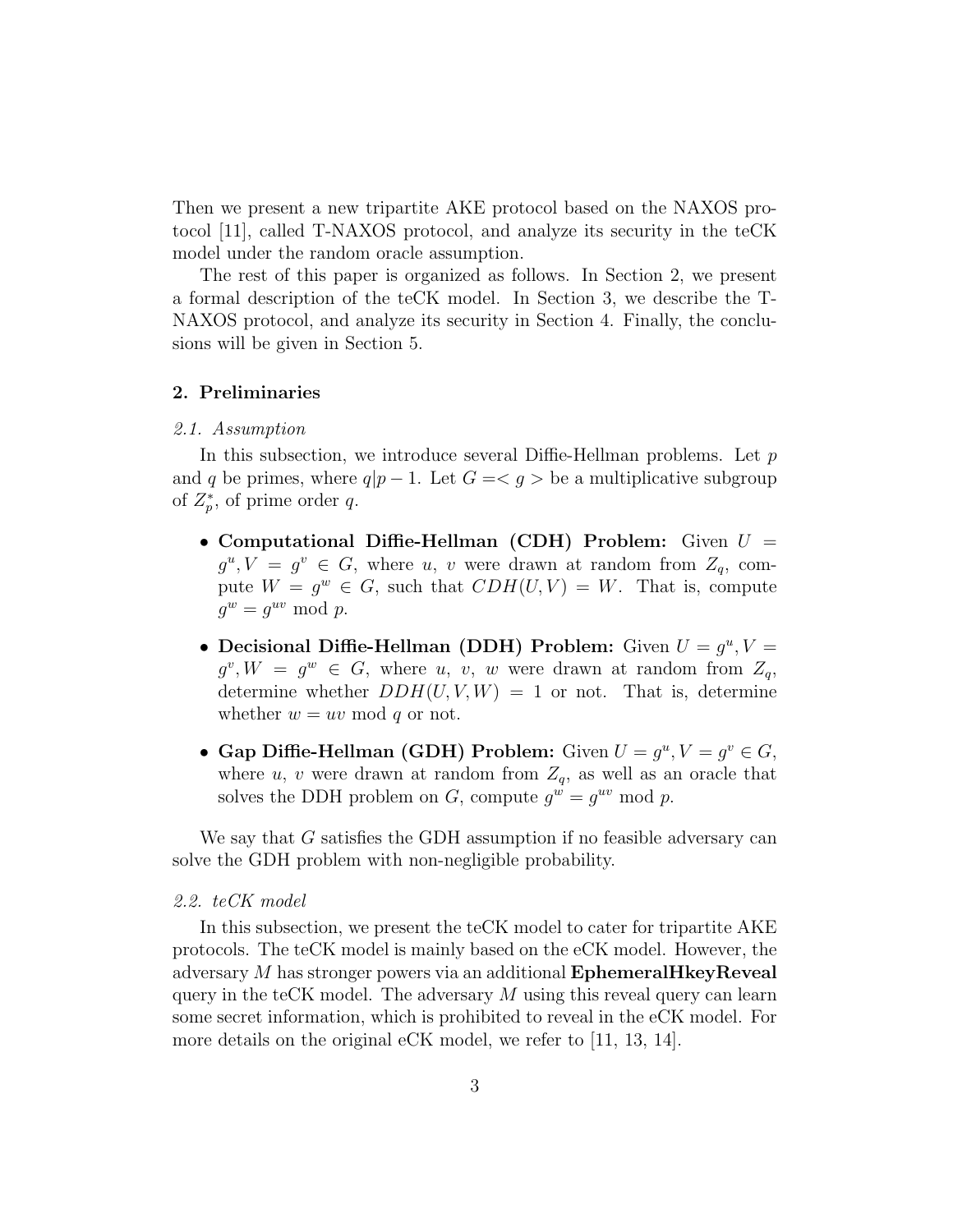Then we present a new tripartite AKE protocol based on the NAXOS protocol [11], called T-NAXOS protocol, and analyze its security in the teCK model under the random oracle assumption.

The rest of this paper is organized as follows. In Section 2, we present a formal description of the teCK model. In Section 3, we describe the T-NAXOS protocol, and analyze its security in Section 4. Finally, the conclusions will be given in Section 5.

## 2. Preliminaries

### *2.1. Assumption*

In this subsection, we introduce several Diffie-Hellman problems. Let $p$ and $q$ be primes, where $q|p-1$. Let $G = < g >$ be a multiplicative subgroup of $Z_p^*$, of prime order $q$.

- **Computational Diffie-Hellman (CDH) Problem:** Given $U = g^u, V = g^v \in G$, where $u$, $v$ were drawn at random from $Z_q$, compute $W = g^w \in G$, such that $CDH(U, V) = W$. That is, compute $g^w = g^{uv} \bmod p$.
- **Decisional Diffie-Hellman (DDH) Problem:** Given $U = g^u, V = g^v, W = g^w \in G$, where $u$, $v$, $w$ were drawn at random from $Z_q$, determine whether $DDH(U, V, W) = 1$ or not. That is, determine whether $w = uv \bmod q$ or not.
- **Gap Diffie-Hellman (GDH) Problem:** Given $U = g^u, V = g^v \in G$, where $u$, $v$ were drawn at random from $Z_q$, as well as an oracle that solves the DDH problem on $G$, compute $g^w = g^{uv} \bmod p$.

We say that $G$ satisfies the GDH assumption if no feasible adversary can solve the GDH problem with non-negligible probability.

### *2.2. teCK model*

In this subsection, we present the teCK model to cater for tripartite AKE protocols. The teCK model is mainly based on the eCK model. However, the adversary $M$ has stronger powers via an additional **EphemeralHkeyReveal** query in the teCK model. The adversary $M$ using this reveal query can learn some secret information, which is prohibited to reveal in the eCK model. For more details on the original eCK model, we refer to [11, 13, 14].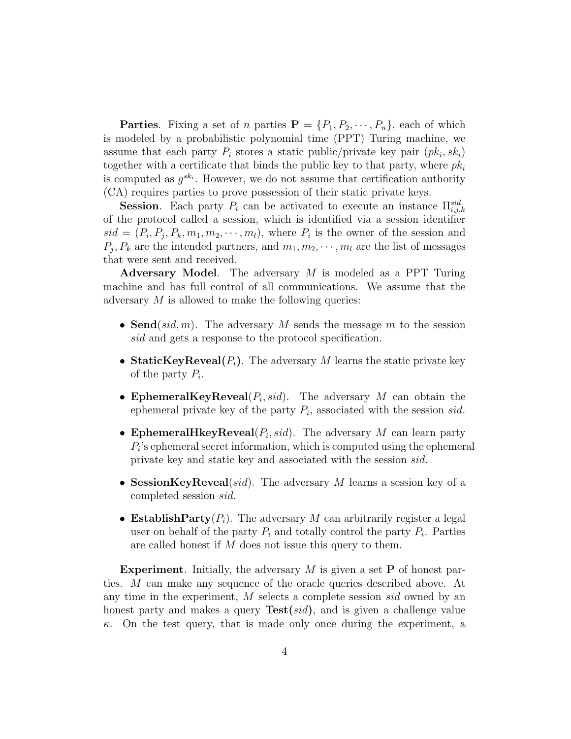**Parties**. Fixing a set of $n$ parties $\mathbf{P} = \{P_1, P_2, \cdots, P_n\}$, each of which is modeled by a probabilistic polynomial time (PPT) Turing machine, we assume that each party $P_i$ stores a static public/private key pair $(pk_i, sk_i)$ together with a certificate that binds the public key to that party, where $pk_i$ is computed as $g^{sk_i}$. However, we do not assume that certification authority (CA) requires parties to prove possession of their static private keys.

**Session**. Each party $P_i$ can be activated to execute an instance $\Pi_{i,j,k}^{sid}$ of the protocol called a session, which is identified via a session identifier $sid = (P_i, P_j, P_k, m_1, m_2, \cdots, m_l)$, where $P_i$ is the owner of the session and $P_j, P_k$ are the intended partners, and $m_1, m_2, \cdots, m_l$ are the list of messages that were sent and received.

**Adversary Model**. The adversary $M$ is modeled as a PPT Turing machine and has full control of all communications. We assume that the adversary $M$ is allowed to make the following queries:

- **Send**$(sid, m)$. The adversary $M$ sends the message $m$ to the session $sid$ and gets a response to the protocol specification.
- **StaticKeyReveal**$(P_i)$. The adversary $M$ learns the static private key of the party $P_i$.
- **EphemeralKeyReveal**$(P_i, sid)$. The adversary $M$ can obtain the ephemeral private key of the party $P_i$, associated with the session $sid$.
- **EphemeralHkeyReveal**$(P_i, sid)$. The adversary $M$ can learn party $P_i$'s ephemeral secret information, which is computed using the ephemeral private key and static key and associated with the session $sid$.
- **SessionKeyReveal**$(sid)$. The adversary $M$ learns a session key of a completed session $sid$.
- **EstablishParty**$(P_i)$. The adversary $M$ can arbitrarily register a legal user on behalf of the party $P_i$ and totally control the party $P_i$. Parties are called honest if $M$ does not issue this query to them.

**Experiment**. Initially, the adversary $M$ is given a set $\mathbf{P}$ of honest parties. $M$ can make any sequence of the oracle queries described above. At any time in the experiment, $M$ selects a complete session $sid$ owned by an honest party and makes a query **Test**$(sid)$, and is given a challenge value $\kappa$. On the test query, that is made only once during the experiment, a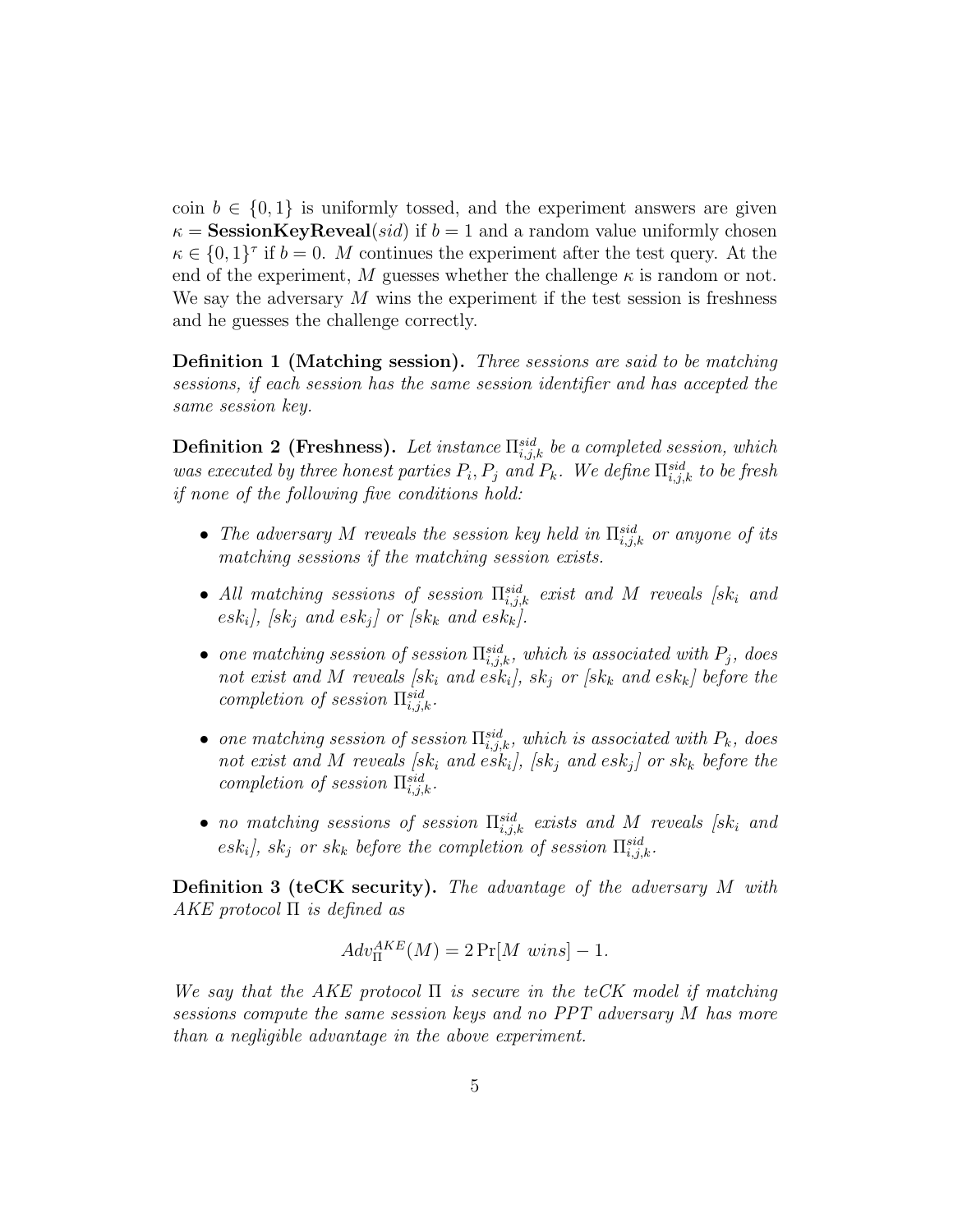coin $b \in \{0, 1\}$ is uniformly tossed, and the experiment answers are given $\kappa = \textbf{SessionKeyReveal}(sid)$ if $b = 1$ and a random value uniformly chosen $\kappa \in \{0, 1\}^\tau$ if $b = 0$. $M$ continues the experiment after the test query. At the end of the experiment, $M$ guesses whether the challenge $\kappa$ is random or not. We say the adversary $M$ wins the experiment if the test session is freshness and he guesses the challenge correctly.

**Definition 1 (Matching session).** *Three sessions are said to be matching sessions, if each session has the same session identifier and has accepted the same session key.*

**Definition 2 (Freshness).** *Let instance $\Pi^{sid}_{i,j,k}$ be a completed session, which was executed by three honest parties $P_i, P_j$ and $P_k$. We define $\Pi^{sid}_{i,j,k}$ to be fresh if none of the following five conditions hold:*

- *The adversary $M$ reveals the session key held in $\Pi^{sid}_{i,j,k}$ or anyone of its matching sessions if the matching session exists.*
- *All matching sessions of session $\Pi^{sid}_{i,j,k}$ exist and $M$ reveals [$sk_i$ and $esk_i$], [$sk_j$ and $esk_j$] or [$sk_k$ and $esk_k$].*
- *one matching session of session $\Pi^{sid}_{i,j,k}$, which is associated with $P_j$, does not exist and $M$ reveals [$sk_i$ and $esk_i$], $sk_j$ or [$sk_k$ and $esk_k$] before the completion of session $\Pi^{sid}_{i,j,k}$.*
- *one matching session of session $\Pi^{sid}_{i,j,k}$, which is associated with $P_k$, does not exist and $M$ reveals [$sk_i$ and $esk_i$], [$sk_j$ and $esk_j$] or $sk_k$ before the completion of session $\Pi^{sid}_{i,j,k}$.*
- *no matching sessions of session $\Pi^{sid}_{i,j,k}$ exists and $M$ reveals [$sk_i$ and $esk_i$], $sk_j$ or $sk_k$ before the completion of session $\Pi^{sid}_{i,j,k}$.*

**Definition 3 (teCK security).** *The advantage of the adversary $M$ with AKE protocol $\Pi$ is defined as*

$$Adv^{AKE}_{\Pi}(M) = 2 \Pr[M \ wins] - 1.$$

*We say that the AKE protocol $\Pi$ is secure in the teCK model if matching sessions compute the same session keys and no PPT adversary $M$ has more than a negligible advantage in the above experiment.*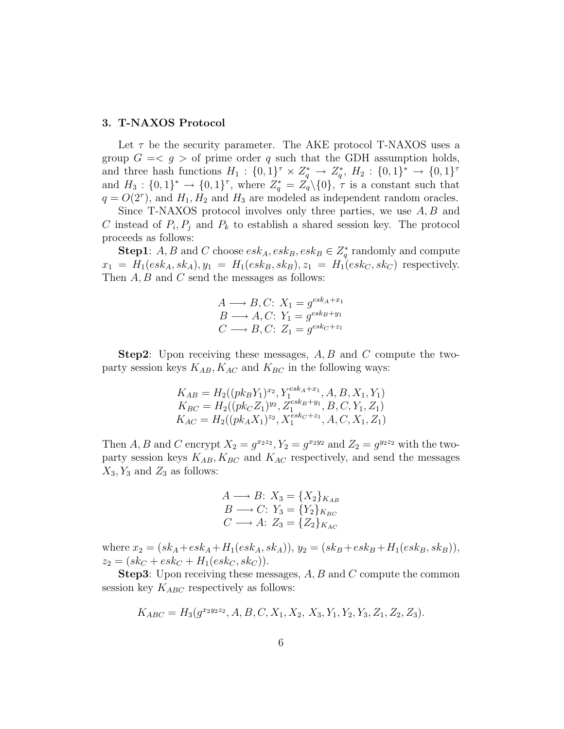## 3. T-NAXOS Protocol

Let $\tau$ be the security parameter. The AKE protocol T-NAXOS uses a group $G =< g >$ of prime order $q$ such that the GDH assumption holds, and three hash functions $H_1 : \{0,1\}^\tau \times Z_q^* \rightarrow Z_q^*$, $H_2 : \{0,1\}^* \rightarrow \{0,1\}^\tau$ and $H_3 : \{0,1\}^* \rightarrow \{0,1\}^\tau$, where $Z_q^* = Z_q \backslash \{0\}$, $\tau$ is a constant such that $q = O(2^\tau)$, and $H_1, H_2$ and $H_3$ are modeled as independent random oracles.

Since T-NAXOS protocol involves only three parties, we use $A, B$ and $C$ instead of $P_i, P_j$ and $P_k$ to establish a shared session key. The protocol proceeds as follows:

**Step1**: $A, B$ and $C$ choose $esk_A, esk_B, esk_B \in Z_q^*$ randomly and compute $x_1 = H_1(esk_A, sk_A), y_1 = H_1(esk_B, sk_B), z_1 = H_1(esk_C, sk_C)$ respectively. Then $A, B$ and $C$ send the messages as follows:

$$A \longrightarrow B, C\text{: } X_1 = g^{esk_A + x_1}$$
$$B \longrightarrow A, C\text{: } Y_1 = g^{esk_B + y_1}$$
$$C \longrightarrow B, C\text{: } Z_1 = g^{esk_C + z_1}$$

**Step2**: Upon receiving these messages, $A, B$ and $C$ compute the two-party session keys $K_{AB}, K_{AC}$ and $K_{BC}$ in the following ways:

$$K_{AB} = H_2((pk_B Y_1)^{x_2}, Y_1^{esk_A + x_1}, A, B, X_1, Y_1)$$
$$K_{BC} = H_2((pk_C Z_1)^{y_2}, Z_1^{esk_B + y_1}, B, C, Y_1, Z_1)$$
$$K_{AC} = H_2((pk_A X_1)^{z_2}, X_1^{esk_C + z_1}, A, C, X_1, Z_1)$$

Then $A, B$ and $C$ encrypt $X_2 = g^{x_2 z_2}, Y_2 = g^{x_2 y_2}$ and $Z_2 = g^{y_2 z_2}$ with the two-party session keys $K_{AB}, K_{BC}$ and $K_{AC}$ respectively, and send the messages $X_3, Y_3$ and $Z_3$ as follows:

$$A \longrightarrow B\text{: } X_3 = \{X_2\}_{K_{AB}}$$
$$B \longrightarrow C\text{: } Y_3 = \{Y_2\}_{K_{BC}}$$
$$C \longrightarrow A\text{: } Z_3 = \{Z_2\}_{K_{AC}}$$

where $x_2 = (sk_A + esk_A + H_1(esk_A, sk_A))$, $y_2 = (sk_B + esk_B + H_1(esk_B, sk_B))$, $z_2 = (sk_C + esk_C + H_1(esk_C, sk_C))$.

**Step3**: Upon receiving these messages, $A, B$ and $C$ compute the common session key $K_{ABC}$ respectively as follows:

$$K_{ABC} = H_3(g^{x_2 y_2 z_2}, A, B, C, X_1, X_2, X_3, Y_1, Y_2, Y_3, Z_1, Z_2, Z_3).$$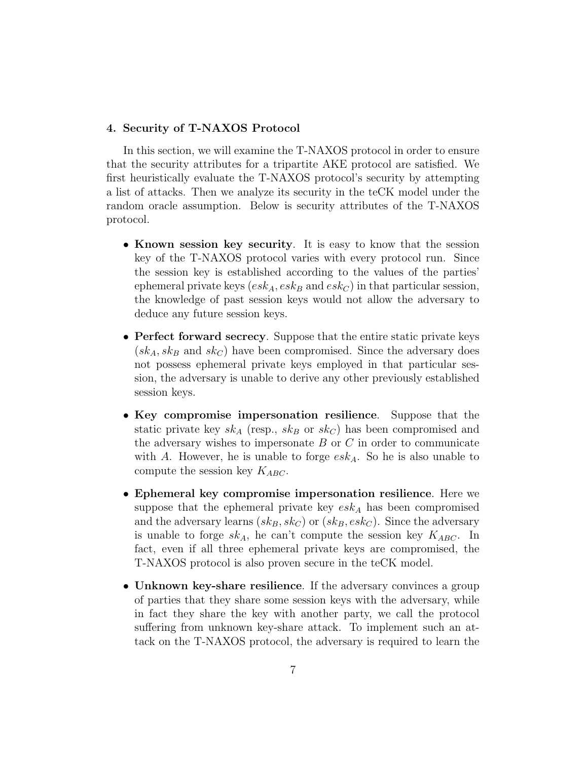## 4. Security of T-NAXOS Protocol

In this section, we will examine the T-NAXOS protocol in order to ensure that the security attributes for a tripartite AKE protocol are satisfied. We first heuristically evaluate the T-NAXOS protocol's security by attempting a list of attacks. Then we analyze its security in the teCK model under the random oracle assumption. Below is security attributes of the T-NAXOS protocol.

- **Known session key security**. It is easy to know that the session key of the T-NAXOS protocol varies with every protocol run. Since the session key is established according to the values of the parties' ephemeral private keys ($esk_A, esk_B$ and $esk_C$) in that particular session, the knowledge of past session keys would not allow the adversary to deduce any future session keys.
- **Perfect forward secrecy**. Suppose that the entire static private keys ($sk_A, sk_B$ and $sk_C$) have been compromised. Since the adversary does not possess ephemeral private keys employed in that particular session, the adversary is unable to derive any other previously established session keys.
- **Key compromise impersonation resilience**. Suppose that the static private key $sk_A$ (resp., $sk_B$ or $sk_C$) has been compromised and the adversary wishes to impersonate $B$ or $C$ in order to communicate with $A$. However, he is unable to forge $esk_A$. So he is also unable to compute the session key $K_{ABC}$.
- **Ephemeral key compromise impersonation resilience**. Here we suppose that the ephemeral private key $esk_A$ has been compromised and the adversary learns $(sk_B, sk_C)$ or $(sk_B, esk_C)$. Since the adversary is unable to forge $sk_A$, he can't compute the session key $K_{ABC}$. In fact, even if all three ephemeral private keys are compromised, the T-NAXOS protocol is also proven secure in the teCK model.
- **Unknown key-share resilience**. If the adversary convinces a group of parties that they share some session keys with the adversary, while in fact they share the key with another party, we call the protocol suffering from unknown key-share attack. To implement such an attack on the T-NAXOS protocol, the adversary is required to learn the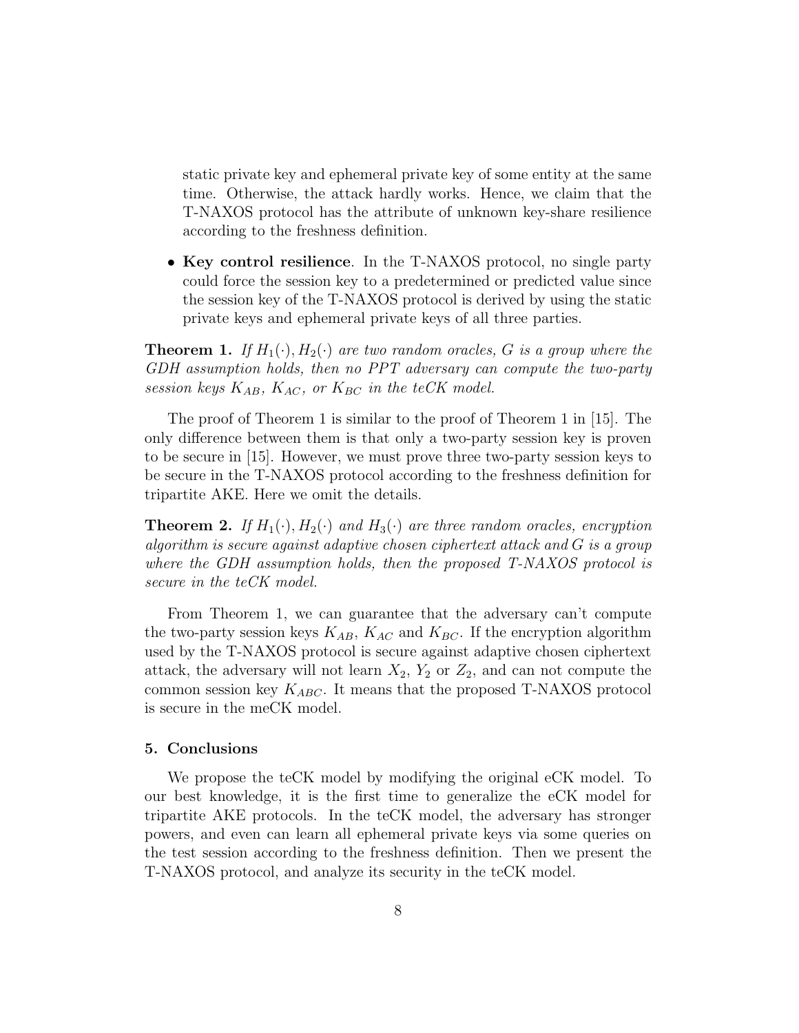static private key and ephemeral private key of some entity at the same time. Otherwise, the attack hardly works. Hence, we claim that the T-NAXOS protocol has the attribute of unknown key-share resilience according to the freshness definition.

- **Key control resilience**. In the T-NAXOS protocol, no single party could force the session key to a predetermined or predicted value since the session key of the T-NAXOS protocol is derived by using the static private keys and ephemeral private keys of all three parties.

**Theorem 1.** *If $H_1(\cdot), H_2(\cdot)$ are two random oracles, $G$ is a group where the GDH assumption holds, then no PPT adversary can compute the two-party session keys $K_{AB}$, $K_{AC}$, or $K_{BC}$ in the teCK model.*

The proof of Theorem 1 is similar to the proof of Theorem 1 in [15]. The only difference between them is that only a two-party session key is proven to be secure in [15]. However, we must prove three two-party session keys to be secure in the T-NAXOS protocol according to the freshness definition for tripartite AKE. Here we omit the details.

**Theorem 2.** *If $H_1(\cdot), H_2(\cdot)$ and $H_3(\cdot)$ are three random oracles, encryption algorithm is secure against adaptive chosen ciphertext attack and $G$ is a group where the GDH assumption holds, then the proposed T-NAXOS protocol is secure in the teCK model.*

From Theorem 1, we can guarantee that the adversary can't compute the two-party session keys $K_{AB}$, $K_{AC}$ and $K_{BC}$. If the encryption algorithm used by the T-NAXOS protocol is secure against adaptive chosen ciphertext attack, the adversary will not learn $X_2$, $Y_2$ or $Z_2$, and can not compute the common session key $K_{ABC}$. It means that the proposed T-NAXOS protocol is secure in the meCK model.

## 5. Conclusions

We propose the teCK model by modifying the original eCK model. To our best knowledge, it is the first time to generalize the eCK model for tripartite AKE protocols. In the teCK model, the adversary has stronger powers, and even can learn all ephemeral private keys via some queries on the test session according to the freshness definition. Then we present the T-NAXOS protocol, and analyze its security in the teCK model.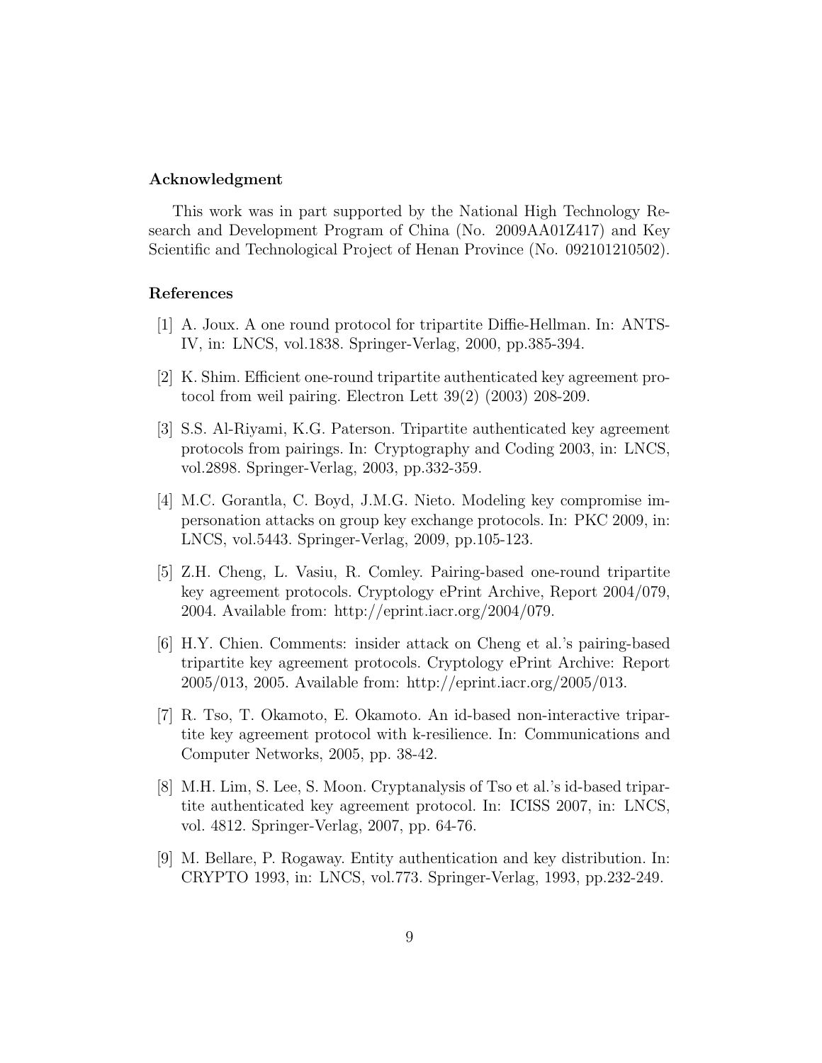## Acknowledgment

This work was in part supported by the National High Technology Research and Development Program of China (No. 2009AA01Z417) and Key Scientific and Technological Project of Henan Province (No. 092101210502).

## References

[1] A. Joux. A one round protocol for tripartite Diffie-Hellman. In: ANTS-IV, in: LNCS, vol.1838. Springer-Verlag, 2000, pp.385-394.

[2] K. Shim. Efficient one-round tripartite authenticated key agreement protocol from weil pairing. Electron Lett 39(2) (2003) 208-209.

[3] S.S. Al-Riyami, K.G. Paterson. Tripartite authenticated key agreement protocols from pairings. In: Cryptography and Coding 2003, in: LNCS, vol.2898. Springer-Verlag, 2003, pp.332-359.

[4] M.C. Gorantla, C. Boyd, J.M.G. Nieto. Modeling key compromise impersonation attacks on group key exchange protocols. In: PKC 2009, in: LNCS, vol.5443. Springer-Verlag, 2009, pp.105-123.

[5] Z.H. Cheng, L. Vasiu, R. Comley. Pairing-based one-round tripartite key agreement protocols. Cryptology ePrint Archive, Report 2004/079, 2004. Available from: http://eprint.iacr.org/2004/079.

[6] H.Y. Chien. Comments: insider attack on Cheng et al.'s pairing-based tripartite key agreement protocols. Cryptology ePrint Archive: Report 2005/013, 2005. Available from: http://eprint.iacr.org/2005/013.

[7] R. Tso, T. Okamoto, E. Okamoto. An id-based non-interactive tripartite key agreement protocol with k-resilience. In: Communications and Computer Networks, 2005, pp. 38-42.

[8] M.H. Lim, S. Lee, S. Moon. Cryptanalysis of Tso et al.'s id-based tripartite authenticated key agreement protocol. In: ICISS 2007, in: LNCS, vol. 4812. Springer-Verlag, 2007, pp. 64-76.

[9] M. Bellare, P. Rogaway. Entity authentication and key distribution. In: CRYPTO 1993, in: LNCS, vol.773. Springer-Verlag, 1993, pp.232-249.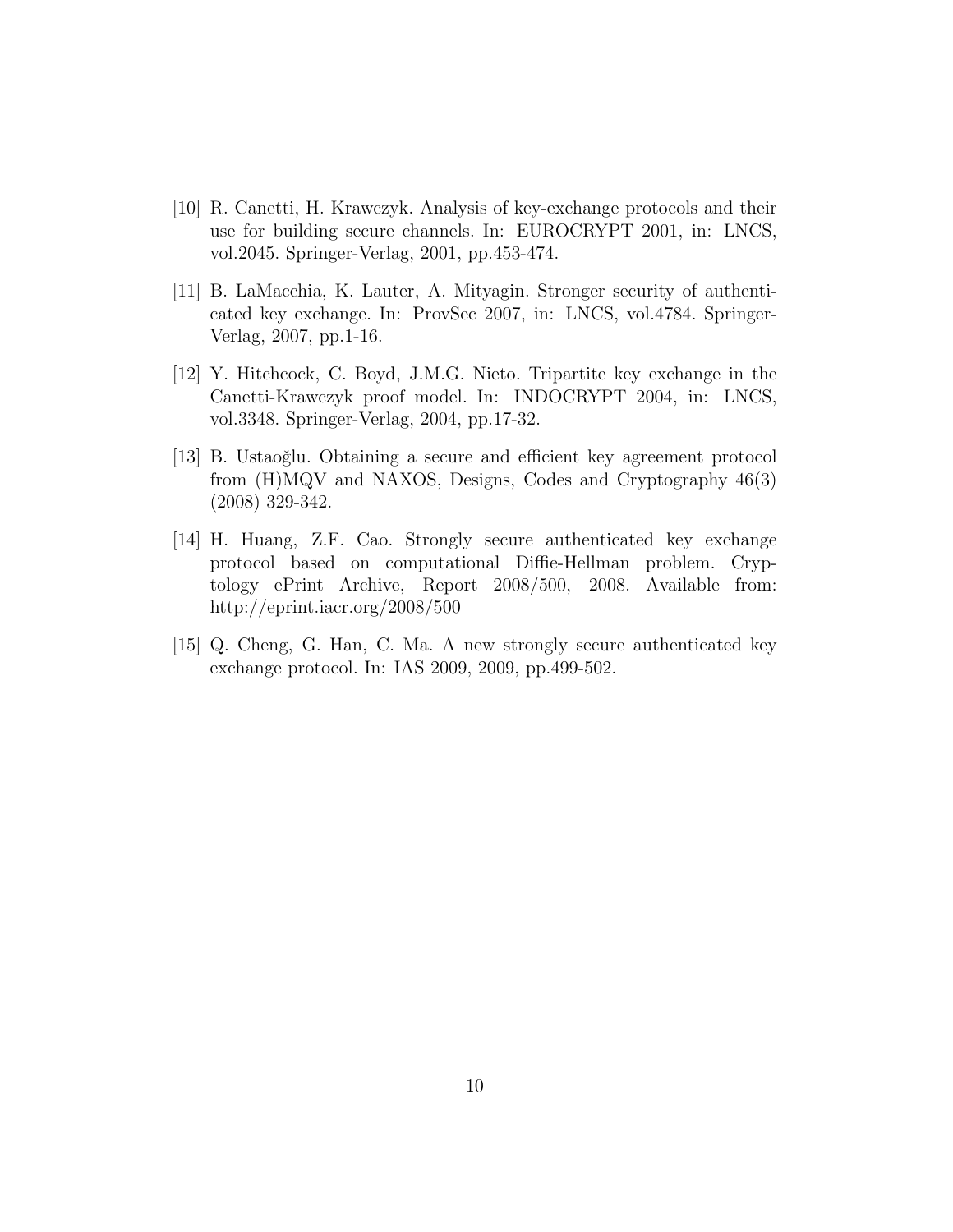[10] R. Canetti, H. Krawczyk. Analysis of key-exchange protocols and their use for building secure channels. In: EUROCRYPT 2001, in: LNCS, vol.2045. Springer-Verlag, 2001, pp.453-474.

[11] B. LaMacchia, K. Lauter, A. Mityagin. Stronger security of authenticated key exchange. In: ProvSec 2007, in: LNCS, vol.4784. Springer-Verlag, 2007, pp.1-16.

[12] Y. Hitchcock, C. Boyd, J.M.G. Nieto. Tripartite key exchange in the Canetti-Krawczyk proof model. In: INDOCRYPT 2004, in: LNCS, vol.3348. Springer-Verlag, 2004, pp.17-32.

[13] B. Ustaoğlu. Obtaining a secure and efficient key agreement protocol from (H)MQV and NAXOS, Designs, Codes and Cryptography 46(3) (2008) 329-342.

[14] H. Huang, Z.F. Cao. Strongly secure authenticated key exchange protocol based on computational Diffie-Hellman problem. Cryptology ePrint Archive, Report 2008/500, 2008. Available from: http://eprint.iacr.org/2008/500

[15] Q. Cheng, G. Han, C. Ma. A new strongly secure authenticated key exchange protocol. In: IAS 2009, 2009, pp.499-502.